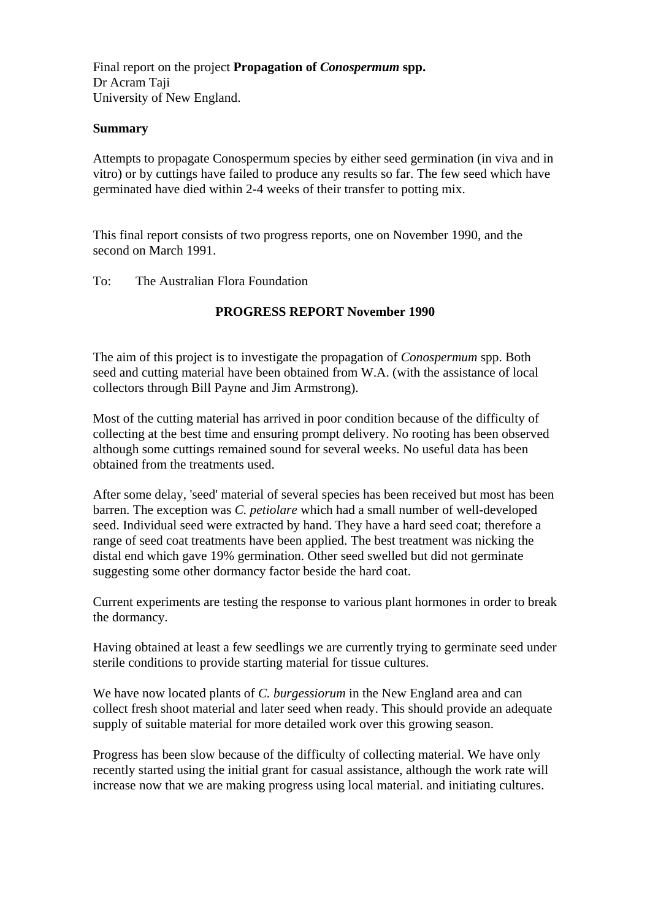Final report on the project **Propagation of *Conospermum* spp.**
Dr Acram Taji
University of New England.

**Summary**

Attempts to propagate Conospermum species by either seed germination (in viva and in vitro) or by cuttings have failed to produce any results so far. The few seed which have germinated have died within 2-4 weeks of their transfer to potting mix.

This final report consists of two progress reports, one on November 1990, and the second on March 1991.

To: The Australian Flora Foundation

## PROGRESS REPORT November 1990

The aim of this project is to investigate the propagation of *Conospermum* spp. Both seed and cutting material have been obtained from W.A. (with the assistance of local collectors through Bill Payne and Jim Armstrong).

Most of the cutting material has arrived in poor condition because of the difficulty of collecting at the best time and ensuring prompt delivery. No rooting has been observed although some cuttings remained sound for several weeks. No useful data has been obtained from the treatments used.

After some delay, 'seed' material of several species has been received but most has been barren. The exception was *C. petiolare* which had a small number of well-developed seed. Individual seed were extracted by hand. They have a hard seed coat; therefore a range of seed coat treatments have been applied. The best treatment was nicking the distal end which gave 19% germination. Other seed swelled but did not germinate suggesting some other dormancy factor beside the hard coat.

Current experiments are testing the response to various plant hormones in order to break the dormancy.

Having obtained at least a few seedlings we are currently trying to germinate seed under sterile conditions to provide starting material for tissue cultures.

We have now located plants of *C. burgessiorum* in the New England area and can collect fresh shoot material and later seed when ready. This should provide an adequate supply of suitable material for more detailed work over this growing season.

Progress has been slow because of the difficulty of collecting material. We have only recently started using the initial grant for casual assistance, although the work rate will increase now that we are making progress using local material. and initiating cultures.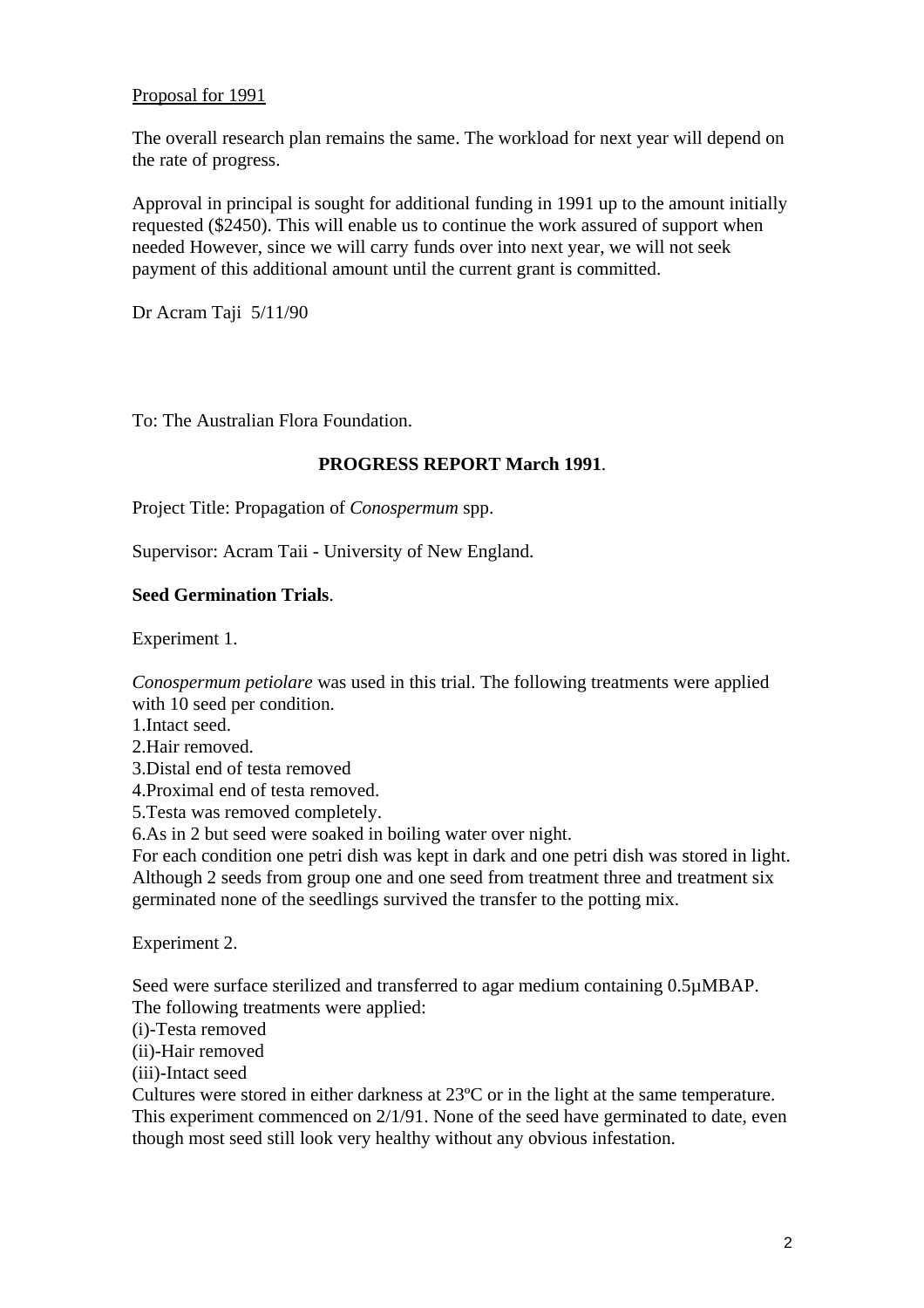Proposal for 1991

The overall research plan remains the same. The workload for next year will depend on the rate of progress.

Approval in principal is sought for additional funding in 1991 up to the amount initially requested ($2450). This will enable us to continue the work assured of support when needed However, since we will carry funds over into next year, we will not seek payment of this additional amount until the current grant is committed.

Dr Acram Taji 5/11/90

To: The Australian Flora Foundation.

**PROGRESS REPORT March 1991**.

Project Title: Propagation of *Conospermum* spp.

Supervisor: Acram Taii - University of New England.

**Seed Germination Trials**.

Experiment 1.

*Conospermum petiolare* was used in this trial. The following treatments were applied with 10 seed per condition.

1.Intact seed.
2.Hair removed.
3.Distal end of testa removed
4.Proximal end of testa removed.
5.Testa was removed completely.
6.As in 2 but seed were soaked in boiling water over night.

For each condition one petri dish was kept in dark and one petri dish was stored in light. Although 2 seeds from group one and one seed from treatment three and treatment six germinated none of the seedlings survived the transfer to the potting mix.

Experiment 2.

Seed were surface sterilized and transferred to agar medium containing 0.5µMBAP. The following treatments were applied:

(i)-Testa removed
(ii)-Hair removed
(iii)-Intact seed

Cultures were stored in either darkness at 23ºC or in the light at the same temperature. This experiment commenced on 2/1/91. None of the seed have germinated to date, even though most seed still look very healthy without any obvious infestation.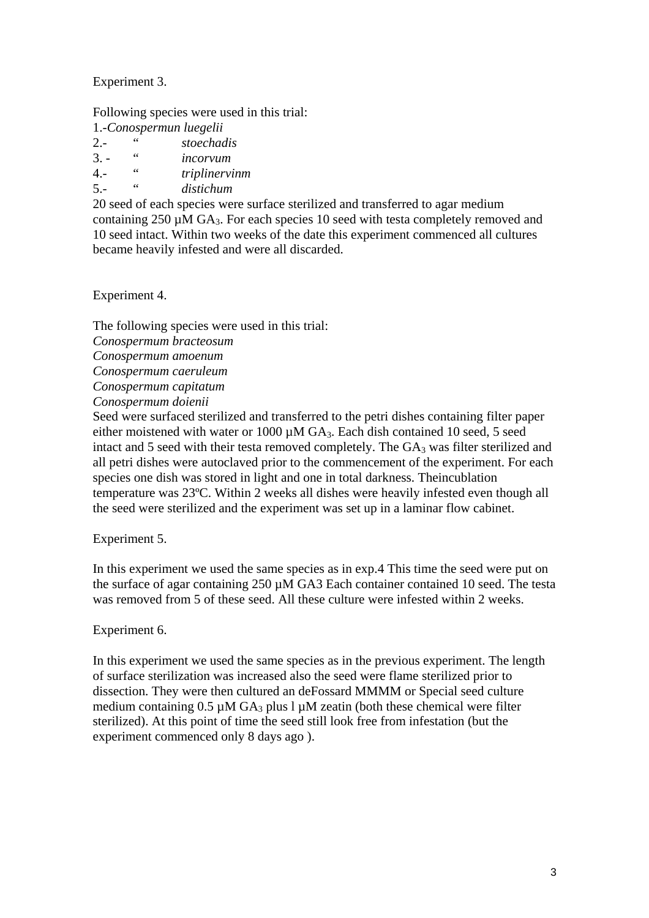Experiment 3.

Following species were used in this trial:
1.-*Conospermun luegelii*
2.- “ *stoechadis*
3. - “ *incorvum*
4.- “ *triplinervinm*
5.- “ *distichum*
20 seed of each species were surface sterilized and transferred to agar medium containing 250 µM $GA_3$. For each species 10 seed with testa completely removed and 10 seed intact. Within two weeks of the date this experiment commenced all cultures became heavily infested and were all discarded.

Experiment 4.

The following species were used in this trial:
*Conospermum bracteosum*
*Conospermum amoenum*
*Conospermum caeruleum*
*Conospermum capitatum*
*Conospermum doienii*
Seed were surfaced sterilized and transferred to the petri dishes containing filter paper either moistened with water or 1000 µM $GA_3$. Each dish contained 10 seed, 5 seed intact and 5 seed with their testa removed completely. The $GA_3$ was filter sterilized and all petri dishes were autoclaved prior to the commencement of the experiment. For each species one dish was stored in light and one in total darkness. Theincubation temperature was 23ºC. Within 2 weeks all dishes were heavily infested even though all the seed were sterilized and the experiment was set up in a laminar flow cabinet.

Experiment 5.

In this experiment we used the same species as in exp.4 This time the seed were put on the surface of agar containing 250 µM GA3 Each container contained 10 seed. The testa was removed from 5 of these seed. All these culture were infested within 2 weeks.

Experiment 6.

In this experiment we used the same species as in the previous experiment. The length of surface sterilization was increased also the seed were flame sterilized prior to dissection. They were then cultured an deFossard MMMM or Special seed culture medium containing 0.5 µM $GA_3$ plus l µM zeatin (both these chemical were filter sterilized). At this point of time the seed still look free from infestation (but the experiment commenced only 8 days ago ).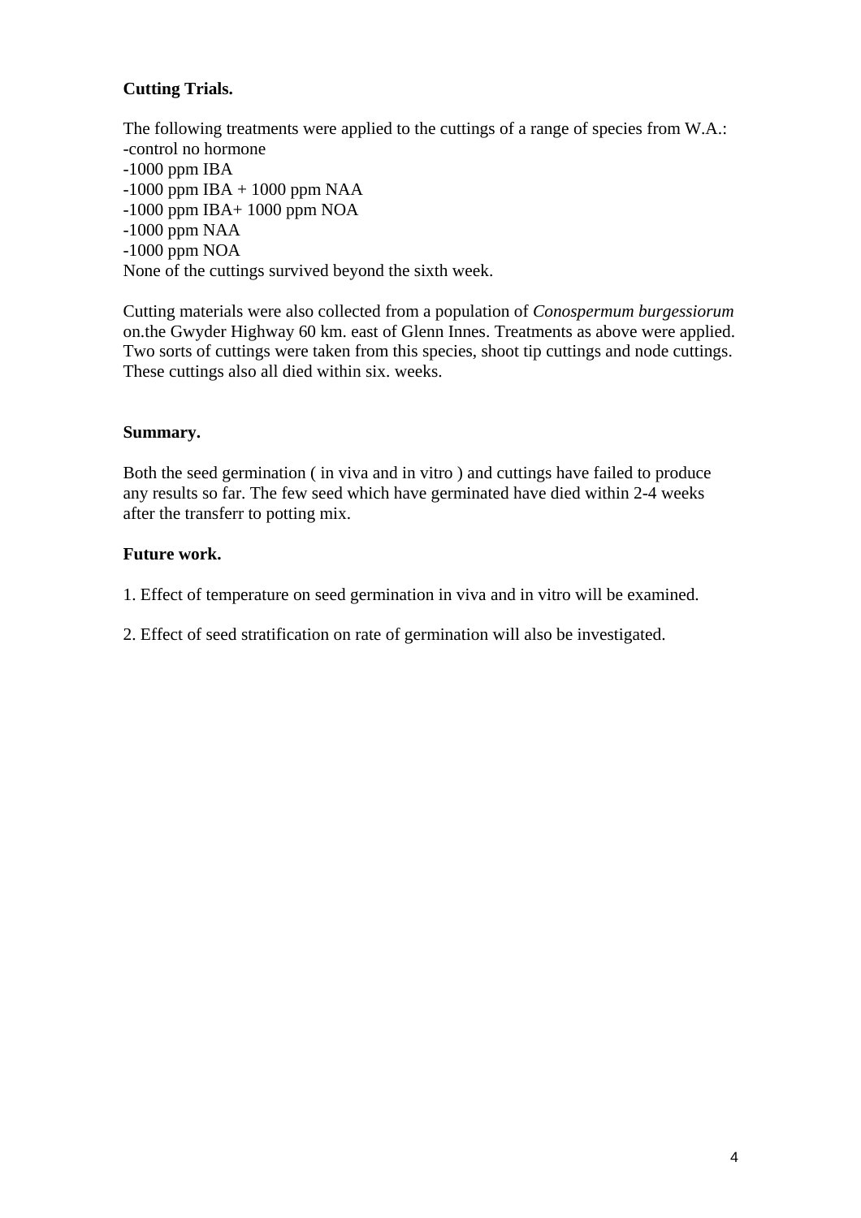**Cutting Trials.**

The following treatments were applied to the cuttings of a range of species from W.A.:
-control no hormone
-1000 ppm IBA
-1000 ppm IBA + 1000 ppm NAA
-1000 ppm IBA+ 1000 ppm NOA
-1000 ppm NAA
-1000 ppm NOA
None of the cuttings survived beyond the sixth week.

Cutting materials were also collected from a population of *Conospermum burgessiorum* on.the Gwyder Highway 60 km. east of Glenn Innes. Treatments as above were applied. Two sorts of cuttings were taken from this species, shoot tip cuttings and node cuttings. These cuttings also all died within six. weeks.

**Summary.**

Both the seed germination ( in viva and in vitro ) and cuttings have failed to produce any results so far. The few seed which have germinated have died within 2-4 weeks after the transferr to potting mix.

**Future work.**

1. Effect of temperature on seed germination in viva and in vitro will be examined.

2. Effect of seed stratification on rate of germination will also be investigated.